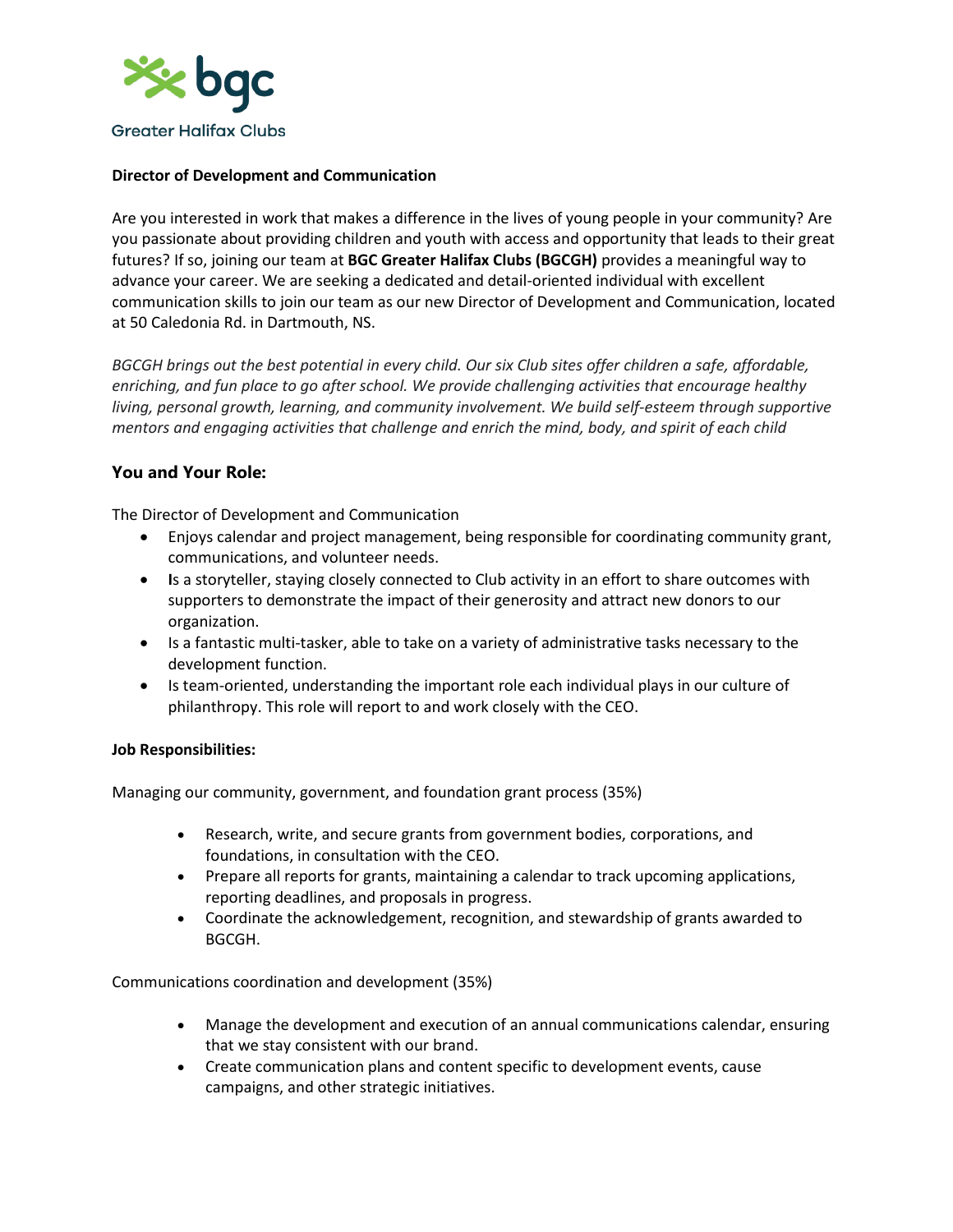bgc

Greater Halifax Clubs

**Director of Development and Communication**

Are you interested in work that makes a difference in the lives of young people in your community? Are you passionate about providing children and youth with access and opportunity that leads to their great futures? If so, joining our team at **BGC Greater Halifax Clubs (BGCGH)** provides a meaningful way to advance your career. We are seeking a dedicated and detail-oriented individual with excellent communication skills to join our team as our new Director of Development and Communication, located at 50 Caledonia Rd. in Dartmouth, NS.

*BGCGH brings out the best potential in every child. Our six Club sites offer children a safe, affordable, enriching, and fun place to go after school. We provide challenging activities that encourage healthy living, personal growth, learning, and community involvement. We build self-esteem through supportive mentors and engaging activities that challenge and enrich the mind, body, and spirit of each child*

## You and Your Role:

The Director of Development and Communication

- Enjoys calendar and project management, being responsible for coordinating community grant, communications, and volunteer needs.
- Is a storyteller, staying closely connected to Club activity in an effort to share outcomes with supporters to demonstrate the impact of their generosity and attract new donors to our organization.
- Is a fantastic multi-tasker, able to take on a variety of administrative tasks necessary to the development function.
- Is team-oriented, understanding the important role each individual plays in our culture of philanthropy. This role will report to and work closely with the CEO.

**Job Responsibilities:**

Managing our community, government, and foundation grant process (35%)

- Research, write, and secure grants from government bodies, corporations, and foundations, in consultation with the CEO.
- Prepare all reports for grants, maintaining a calendar to track upcoming applications, reporting deadlines, and proposals in progress.
- Coordinate the acknowledgement, recognition, and stewardship of grants awarded to BGCGH.

Communications coordination and development (35%)

- Manage the development and execution of an annual communications calendar, ensuring that we stay consistent with our brand.
- Create communication plans and content specific to development events, cause campaigns, and other strategic initiatives.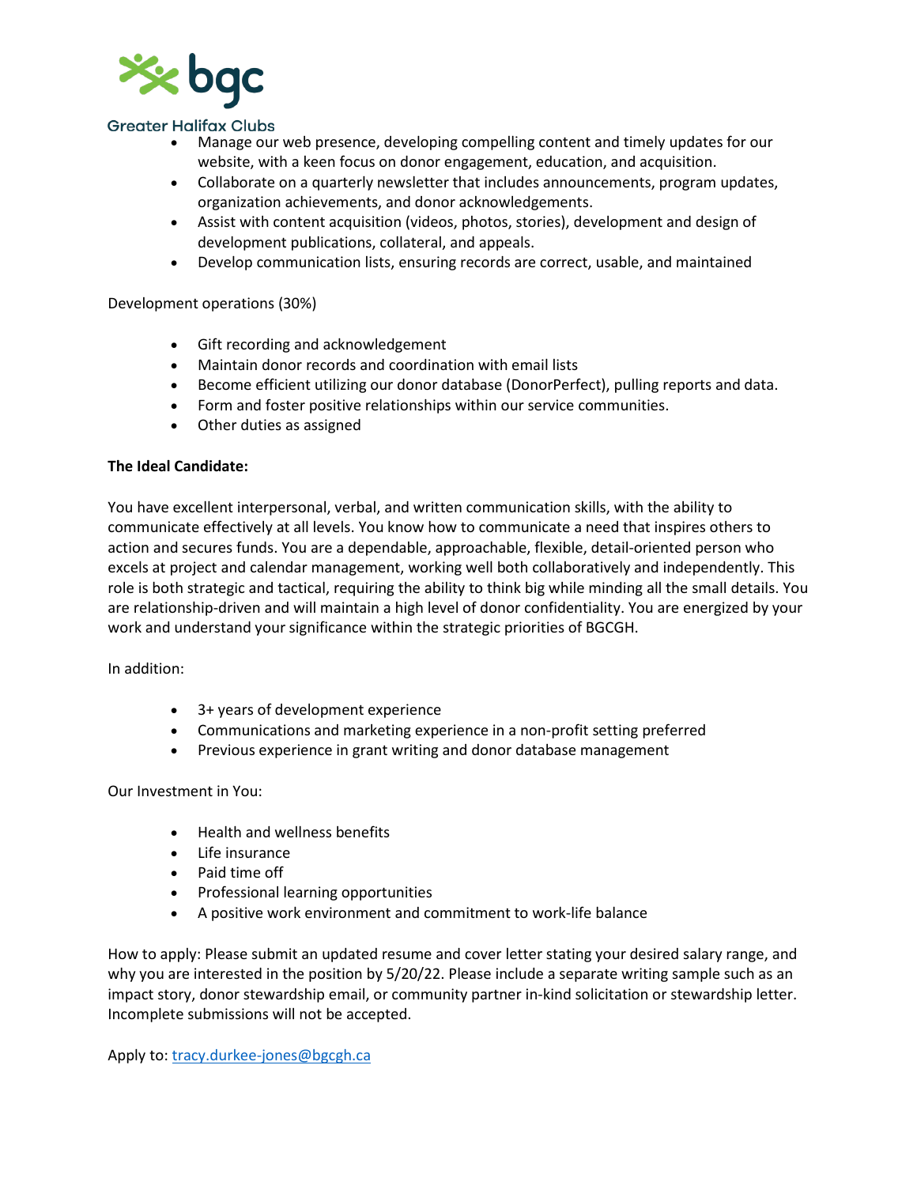- Manage our web presence, developing compelling content and timely updates for our website, with a keen focus on donor engagement, education, and acquisition.
- Collaborate on a quarterly newsletter that includes announcements, program updates, organization achievements, and donor acknowledgements.
- Assist with content acquisition (videos, photos, stories), development and design of development publications, collateral, and appeals.
- Develop communication lists, ensuring records are correct, usable, and maintained

Development operations (30%)

- Gift recording and acknowledgement
- Maintain donor records and coordination with email lists
- Become efficient utilizing our donor database (DonorPerfect), pulling reports and data.
- Form and foster positive relationships within our service communities.
- Other duties as assigned

**The Ideal Candidate:**

You have excellent interpersonal, verbal, and written communication skills, with the ability to communicate effectively at all levels. You know how to communicate a need that inspires others to action and secures funds. You are a dependable, approachable, flexible, detail-oriented person who excels at project and calendar management, working well both collaboratively and independently. This role is both strategic and tactical, requiring the ability to think big while minding all the small details. You are relationship-driven and will maintain a high level of donor confidentiality. You are energized by your work and understand your significance within the strategic priorities of BGCGH.

In addition:

- 3+ years of development experience
- Communications and marketing experience in a non-profit setting preferred
- Previous experience in grant writing and donor database management

Our Investment in You:

- Health and wellness benefits
- Life insurance
- Paid time off
- Professional learning opportunities
- A positive work environment and commitment to work-life balance

How to apply: Please submit an updated resume and cover letter stating your desired salary range, and why you are interested in the position by 5/20/22. Please include a separate writing sample such as an impact story, donor stewardship email, or community partner in-kind solicitation or stewardship letter. Incomplete submissions will not be accepted.

Apply to: tracy.durkee-jones@bgcgh.ca